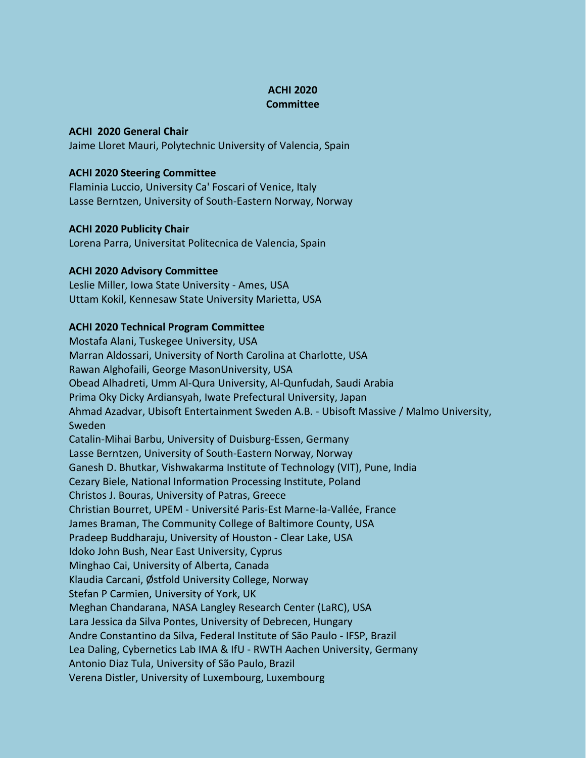# ACHI 2020
# Committee

**ACHI 2020 General Chair**

Jaime Lloret Mauri, Polytechnic University of Valencia, Spain

**ACHI 2020 Steering Committee**

Flaminia Luccio, University Ca' Foscari of Venice, Italy
Lasse Berntzen, University of South-Eastern Norway, Norway

**ACHI 2020 Publicity Chair**

Lorena Parra, Universitat Politecnica de Valencia, Spain

**ACHI 2020 Advisory Committee**

Leslie Miller, Iowa State University - Ames, USA
Uttam Kokil, Kennesaw State University Marietta, USA

**ACHI 2020 Technical Program Committee**

Mostafa Alani, Tuskegee University, USA
Marran Aldossari, University of North Carolina at Charlotte, USA
Rawan Alghofaili, George MasonUniversity, USA
Obead Alhadreti, Umm Al-Qura University, Al-Qunfudah, Saudi Arabia
Prima Oky Dicky Ardiansyah, Iwate Prefectural University, Japan
Ahmad Azadvar, Ubisoft Entertainment Sweden A.B. - Ubisoft Massive / Malmo University, Sweden
Catalin-Mihai Barbu, University of Duisburg-Essen, Germany
Lasse Berntzen, University of South-Eastern Norway, Norway
Ganesh D. Bhutkar, Vishwakarma Institute of Technology (VIT), Pune, India
Cezary Biele, National Information Processing Institute, Poland
Christos J. Bouras, University of Patras, Greece
Christian Bourret, UPEM - Université Paris-Est Marne-la-Vallée, France
James Braman, The Community College of Baltimore County, USA
Pradeep Buddharaju, University of Houston - Clear Lake, USA
Idoko John Bush, Near East University, Cyprus
Minghao Cai, University of Alberta, Canada
Klaudia Carcani, Østfold University College, Norway
Stefan P Carmien, University of York, UK
Meghan Chandarana, NASA Langley Research Center (LaRC), USA
Lara Jessica da Silva Pontes, University of Debrecen, Hungary
Andre Constantino da Silva, Federal Institute of São Paulo - IFSP, Brazil
Lea Daling, Cybernetics Lab IMA & IfU - RWTH Aachen University, Germany
Antonio Diaz Tula, University of São Paulo, Brazil
Verena Distler, University of Luxembourg, Luxembourg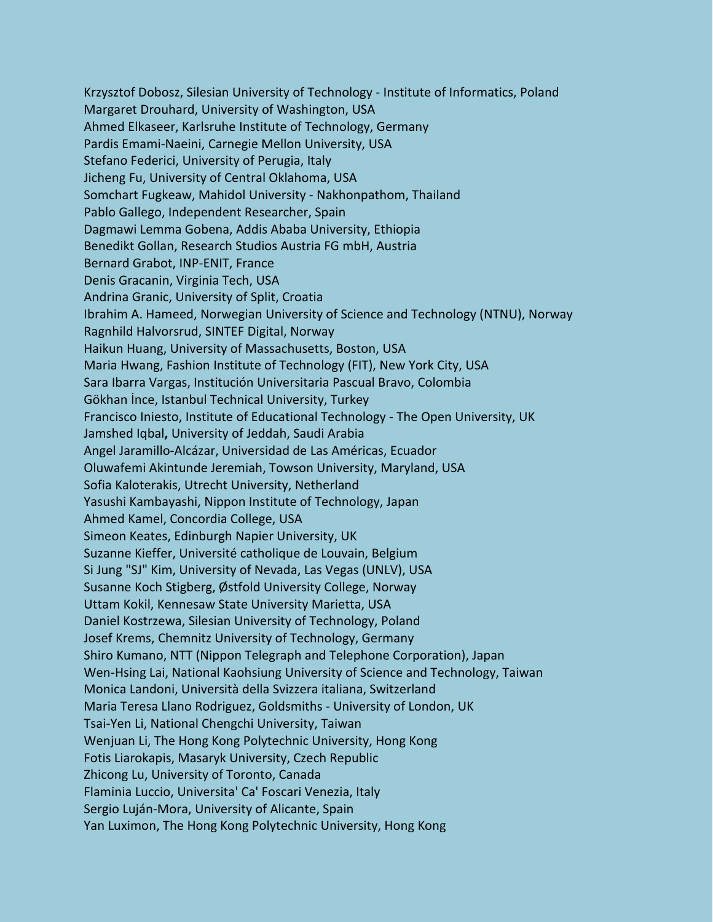Krzysztof Dobosz, Silesian University of Technology - Institute of Informatics, Poland
Margaret Drouhard, University of Washington, USA
Ahmed Elkaseer, Karlsruhe Institute of Technology, Germany
Pardis Emami-Naeini, Carnegie Mellon University, USA
Stefano Federici, University of Perugia, Italy
Jicheng Fu, University of Central Oklahoma, USA
Somchart Fugkeaw, Mahidol University - Nakhonpathom, Thailand
Pablo Gallego, Independent Researcher, Spain
Dagmawi Lemma Gobena, Addis Ababa University, Ethiopia
Benedikt Gollan, Research Studios Austria FG mbH, Austria
Bernard Grabot, INP-ENIT, France
Denis Gracanin, Virginia Tech, USA
Andrina Granic, University of Split, Croatia
Ibrahim A. Hameed, Norwegian University of Science and Technology (NTNU), Norway
Ragnhild Halvorsrud, SINTEF Digital, Norway
Haikun Huang, University of Massachusetts, Boston, USA
Maria Hwang, Fashion Institute of Technology (FIT), New York City, USA
Sara Ibarra Vargas, Institución Universitaria Pascual Bravo, Colombia
Gökhan İnce, Istanbul Technical University, Turkey
Francisco Iniesto, Institute of Educational Technology - The Open University, UK
Jamshed Iqbal**,** University of Jeddah, Saudi Arabia
Angel Jaramillo-Alcázar, Universidad de Las Américas, Ecuador
Oluwafemi Akintunde Jeremiah, Towson University, Maryland, USA
Sofia Kaloterakis, Utrecht University, Netherland
Yasushi Kambayashi, Nippon Institute of Technology, Japan
Ahmed Kamel, Concordia College, USA
Simeon Keates, Edinburgh Napier University, UK
Suzanne Kieffer, Université catholique de Louvain, Belgium
Si Jung "SJ" Kim, University of Nevada, Las Vegas (UNLV), USA
Susanne Koch Stigberg, Østfold University College, Norway
Uttam Kokil, Kennesaw State University Marietta, USA
Daniel Kostrzewa, Silesian University of Technology, Poland
Josef Krems, Chemnitz University of Technology, Germany
Shiro Kumano, NTT (Nippon Telegraph and Telephone Corporation), Japan
Wen-Hsing Lai, National Kaohsiung University of Science and Technology, Taiwan
Monica Landoni, Università della Svizzera italiana, Switzerland
Maria Teresa Llano Rodriguez, Goldsmiths - University of London, UK
Tsai-Yen Li, National Chengchi University, Taiwan
Wenjuan Li, The Hong Kong Polytechnic University, Hong Kong
Fotis Liarokapis, Masaryk University, Czech Republic
Zhicong Lu, University of Toronto, Canada
Flaminia Luccio, Universita' Ca' Foscari Venezia, Italy
Sergio Luján-Mora, University of Alicante, Spain
Yan Luximon, The Hong Kong Polytechnic University, Hong Kong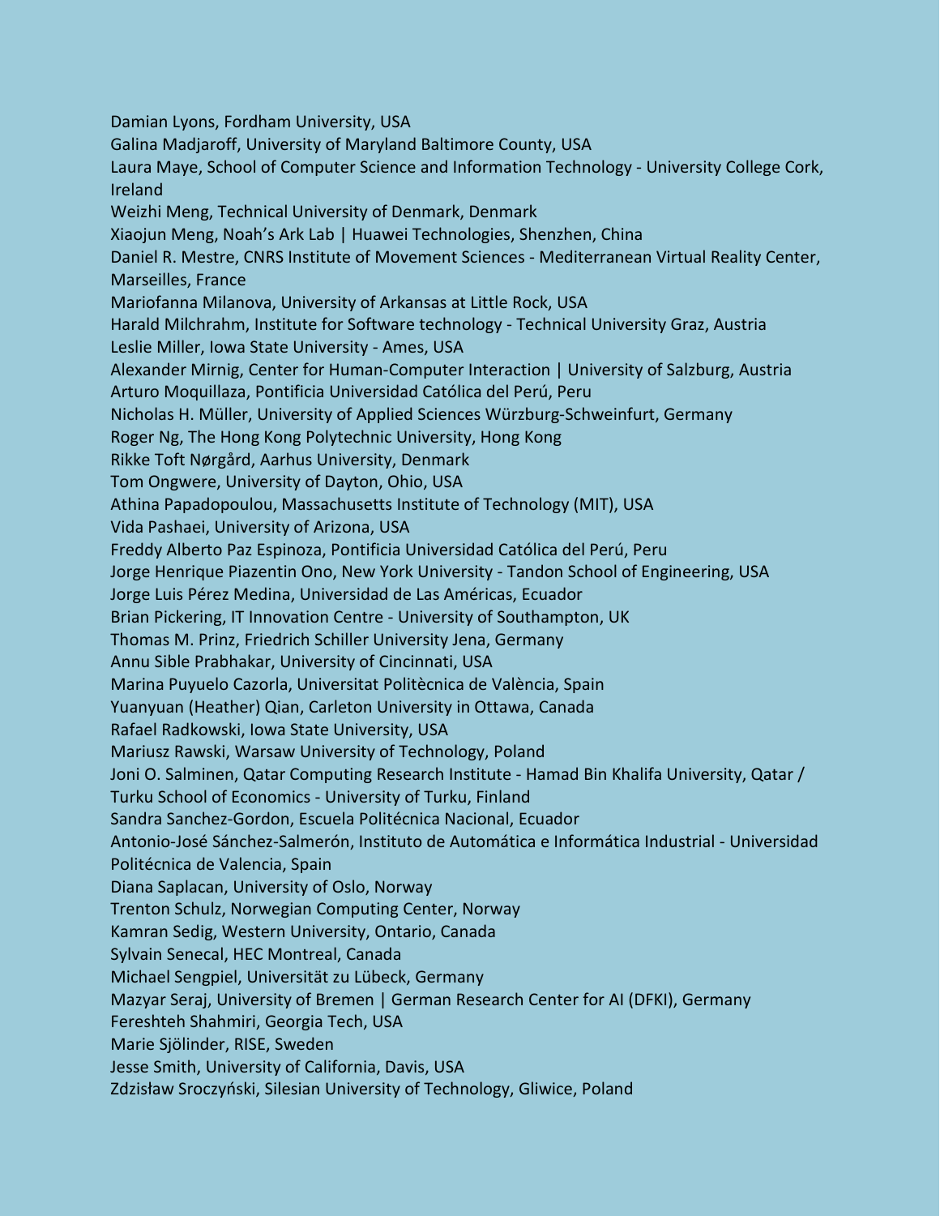Damian Lyons, Fordham University, USA
Galina Madjaroff, University of Maryland Baltimore County, USA
Laura Maye, School of Computer Science and Information Technology - University College Cork, Ireland
Weizhi Meng, Technical University of Denmark, Denmark
Xiaojun Meng, Noah's Ark Lab | Huawei Technologies, Shenzhen, China
Daniel R. Mestre, CNRS Institute of Movement Sciences - Mediterranean Virtual Reality Center, Marseilles, France
Mariofanna Milanova, University of Arkansas at Little Rock, USA
Harald Milchrahm, Institute for Software technology - Technical University Graz, Austria
Leslie Miller, Iowa State University - Ames, USA
Alexander Mirnig, Center for Human-Computer Interaction | University of Salzburg, Austria
Arturo Moquillaza, Pontificia Universidad Católica del Perú, Peru
Nicholas H. Müller, University of Applied Sciences Würzburg-Schweinfurt, Germany
Roger Ng, The Hong Kong Polytechnic University, Hong Kong
Rikke Toft Nørgård, Aarhus University, Denmark
Tom Ongwere, University of Dayton, Ohio, USA
Athina Papadopoulou, Massachusetts Institute of Technology (MIT), USA
Vida Pashaei, University of Arizona, USA
Freddy Alberto Paz Espinoza, Pontificia Universidad Católica del Perú, Peru
Jorge Henrique Piazentin Ono, New York University - Tandon School of Engineering, USA
Jorge Luis Pérez Medina, Universidad de Las Américas, Ecuador
Brian Pickering, IT Innovation Centre - University of Southampton, UK
Thomas M. Prinz, Friedrich Schiller University Jena, Germany
Annu Sible Prabhakar, University of Cincinnati, USA
Marina Puyuelo Cazorla, Universitat Politècnica de València, Spain
Yuanyuan (Heather) Qian, Carleton University in Ottawa, Canada
Rafael Radkowski, Iowa State University, USA
Mariusz Rawski, Warsaw University of Technology, Poland
Joni O. Salminen, Qatar Computing Research Institute - Hamad Bin Khalifa University, Qatar / Turku School of Economics - University of Turku, Finland
Sandra Sanchez-Gordon, Escuela Politécnica Nacional, Ecuador
Antonio-José Sánchez-Salmerón, Instituto de Automática e Informática Industrial - Universidad Politécnica de Valencia, Spain
Diana Saplacan, University of Oslo, Norway
Trenton Schulz, Norwegian Computing Center, Norway
Kamran Sedig, Western University, Ontario, Canada
Sylvain Senecal, HEC Montreal, Canada
Michael Sengpiel, Universität zu Lübeck, Germany
Mazyar Seraj, University of Bremen | German Research Center for AI (DFKI), Germany
Fereshteh Shahmiri, Georgia Tech, USA
Marie Sjölinder, RISE, Sweden
Jesse Smith, University of California, Davis, USA
Zdzisław Sroczyński, Silesian University of Technology, Gliwice, Poland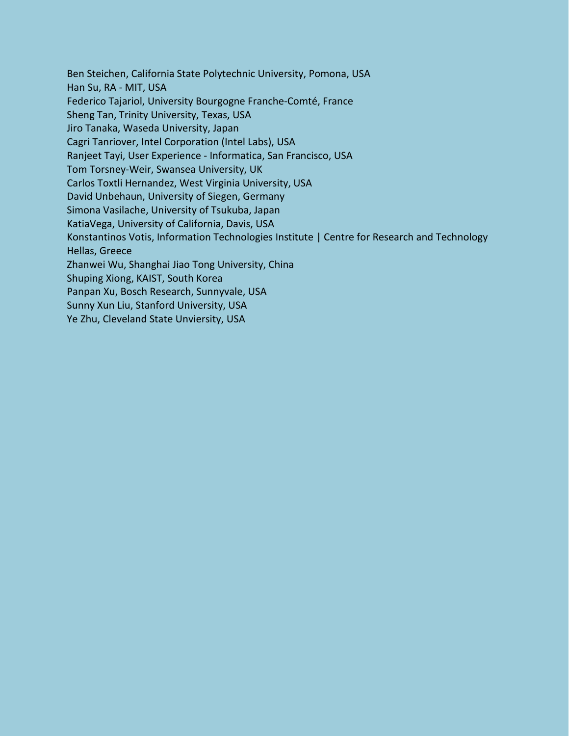Ben Steichen, California State Polytechnic University, Pomona, USA
Han Su, RA - MIT, USA
Federico Tajariol, University Bourgogne Franche-Comté, France
Sheng Tan, Trinity University, Texas, USA
Jiro Tanaka, Waseda University, Japan
Cagri Tanriover, Intel Corporation (Intel Labs), USA
Ranjeet Tayi, User Experience - Informatica, San Francisco, USA
Tom Torsney-Weir, Swansea University, UK
Carlos Toxtli Hernandez, West Virginia University, USA
David Unbehaun, University of Siegen, Germany
Simona Vasilache, University of Tsukuba, Japan
KatiaVega, University of California, Davis, USA
Konstantinos Votis, Information Technologies Institute | Centre for Research and Technology Hellas, Greece
Zhanwei Wu, Shanghai Jiao Tong University, China
Shuping Xiong, KAIST, South Korea
Panpan Xu, Bosch Research, Sunnyvale, USA
Sunny Xun Liu, Stanford University, USA
Ye Zhu, Cleveland State Unviersity, USA